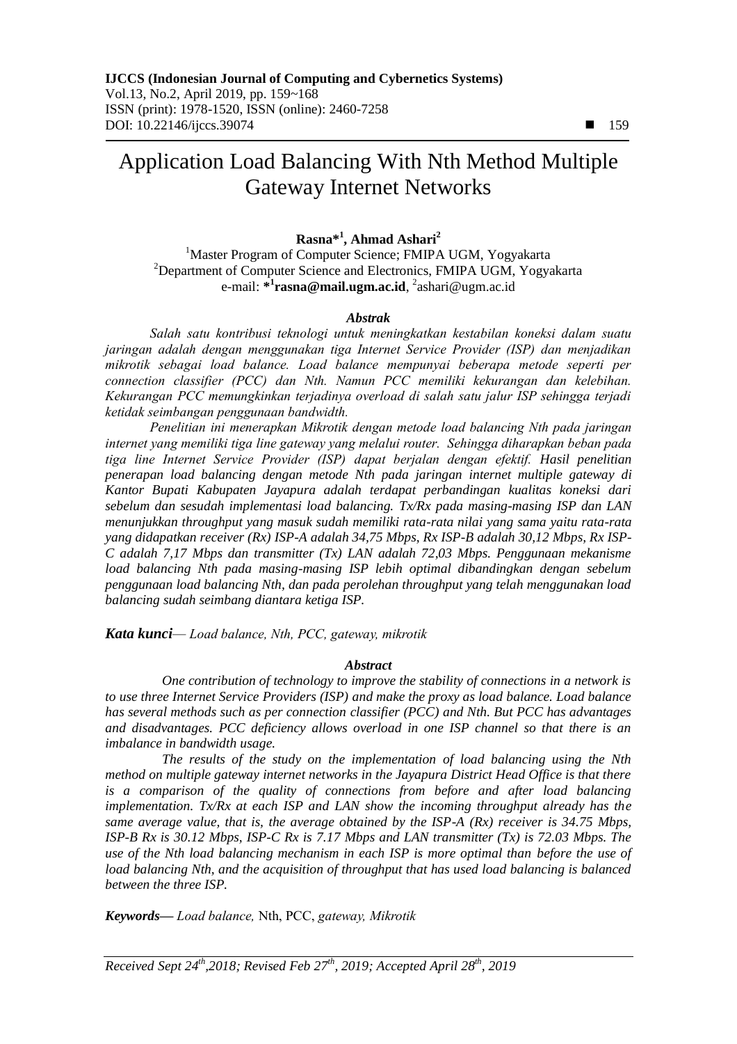# Application Load Balancing With Nth Method Multiple Gateway Internet Networks

**Rasna*[1], Ahmad Ashari[2]**

[1]Master Program of Computer Science; FMIPA UGM, Yogyakarta
[2]Department of Computer Science and Electronics, FMIPA UGM, Yogyakarta
e-mail: ***[1]rasna@mail.ugm.ac.id**, [2]ashari@ugm.ac.id

### *Abstrak*

*Salah satu kontribusi teknologi untuk meningkatkan kestabilan koneksi dalam suatu jaringan adalah dengan menggunakan tiga Internet Service Provider (ISP) dan menjadikan mikrotik sebagai load balance. Load balance mempunyai beberapa metode seperti per connection classifier (PCC) dan Nth. Namun PCC memiliki kekurangan dan kelebihan. Kekurangan PCC memungkinkan terjadinya overload di salah satu jalur ISP sehingga terjadi ketidak seimbangan penggunaan bandwidth.*

*Penelitian ini menerapkan Mikrotik dengan metode load balancing Nth pada jaringan internet yang memiliki tiga line gateway yang melalui router. Sehingga diharapkan beban pada tiga line Internet Service Provider (ISP) dapat berjalan dengan efektif. Hasil penelitian penerapan load balancing dengan metode Nth pada jaringan internet multiple gateway di Kantor Bupati Kabupaten Jayapura adalah terdapat perbandingan kualitas koneksi dari sebelum dan sesudah implementasi load balancing. Tx/Rx pada masing-masing ISP dan LAN menunjukkan throughput yang masuk sudah memiliki rata-rata nilai yang sama yaitu rata-rata yang didapatkan receiver (Rx) ISP-A adalah 34,75 Mbps, Rx ISP-B adalah 30,12 Mbps, Rx ISP-C adalah 7,17 Mbps dan transmitter (Tx) LAN adalah 72,03 Mbps. Penggunaan mekanisme load balancing Nth pada masing-masing ISP lebih optimal dibandingkan dengan sebelum penggunaan load balancing Nth, dan pada perolehan throughput yang telah menggunakan load balancing sudah seimbang diantara ketiga ISP.*

***Kata kunci****— Load balance, Nth, PCC, gateway, mikrotik*

### *Abstract*

*One contribution of technology to improve the stability of connections in a network is to use three Internet Service Providers (ISP) and make the proxy as load balance. Load balance has several methods such as per connection classifier (PCC) and Nth. But PCC has advantages and disadvantages. PCC deficiency allows overload in one ISP channel so that there is an imbalance in bandwidth usage.*

*The results of the study on the implementation of load balancing using the Nth method on multiple gateway internet networks in the Jayapura District Head Office is that there is a comparison of the quality of connections from before and after load balancing implementation. Tx/Rx at each ISP and LAN show the incoming throughput already has the same average value, that is, the average obtained by the ISP-A (Rx) receiver is 34.75 Mbps, ISP-B Rx is 30.12 Mbps, ISP-C Rx is 7.17 Mbps and LAN transmitter (Tx) is 72.03 Mbps. The use of the Nth load balancing mechanism in each ISP is more optimal than before the use of load balancing Nth, and the acquisition of throughput that has used load balancing is balanced between the three ISP.*

***Keywords—*** *Load balance,* Nth, PCC, *gateway, Mikrotik*

*Received Sept 24th,2018; Revised Feb 27th, 2019; Accepted April 28th, 2019*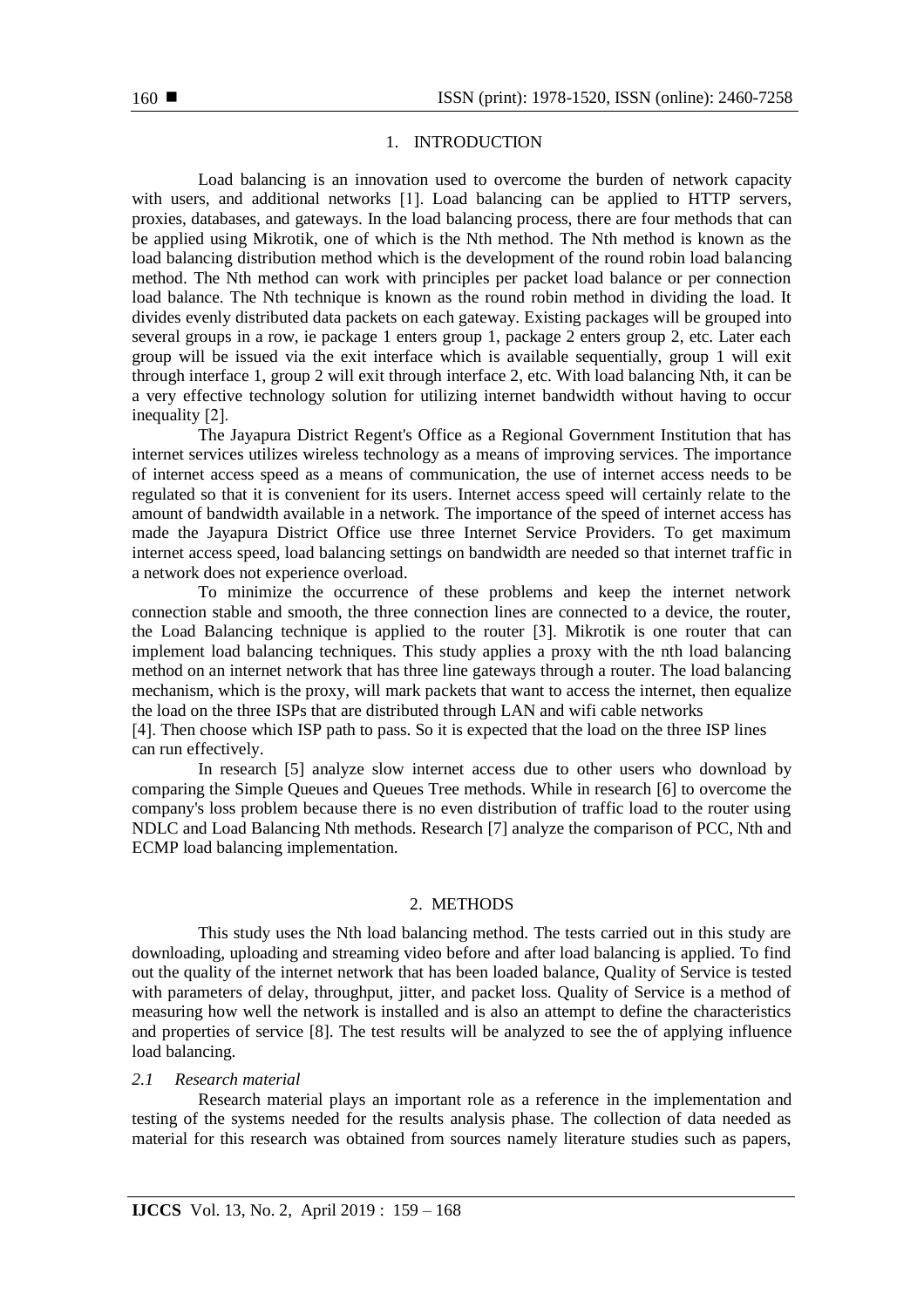## 1. INTRODUCTION

Load balancing is an innovation used to overcome the burden of network capacity with users, and additional networks [1]. Load balancing can be applied to HTTP servers, proxies, databases, and gateways. In the load balancing process, there are four methods that can be applied using Mikrotik, one of which is the Nth method. The Nth method is known as the load balancing distribution method which is the development of the round robin load balancing method. The Nth method can work with principles per packet load balance or per connection load balance. The Nth technique is known as the round robin method in dividing the load. It divides evenly distributed data packets on each gateway. Existing packages will be grouped into several groups in a row, ie package 1 enters group 1, package 2 enters group 2, etc. Later each group will be issued via the exit interface which is available sequentially, group 1 will exit through interface 1, group 2 will exit through interface 2, etc. With load balancing Nth, it can be a very effective technology solution for utilizing internet bandwidth without having to occur inequality [2].

The Jayapura District Regent's Office as a Regional Government Institution that has internet services utilizes wireless technology as a means of improving services. The importance of internet access speed as a means of communication, the use of internet access needs to be regulated so that it is convenient for its users. Internet access speed will certainly relate to the amount of bandwidth available in a network. The importance of the speed of internet access has made the Jayapura District Office use three Internet Service Providers. To get maximum internet access speed, load balancing settings on bandwidth are needed so that internet traffic in a network does not experience overload.

To minimize the occurrence of these problems and keep the internet network connection stable and smooth, the three connection lines are connected to a device, the router, the Load Balancing technique is applied to the router [3]. Mikrotik is one router that can implement load balancing techniques. This study applies a proxy with the nth load balancing method on an internet network that has three line gateways through a router. The load balancing mechanism, which is the proxy, will mark packets that want to access the internet, then equalize the load on the three ISPs that are distributed through LAN and wifi cable networks [4]. Then choose which ISP path to pass. So it is expected that the load on the three ISP lines can run effectively.

In research [5] analyze slow internet access due to other users who download by comparing the Simple Queues and Queues Tree methods. While in research [6] to overcome the company's loss problem because there is no even distribution of traffic load to the router using NDLC and Load Balancing Nth methods. Research [7] analyze the comparison of PCC, Nth and ECMP load balancing implementation.

## 2. METHODS

This study uses the Nth load balancing method. The tests carried out in this study are downloading, uploading and streaming video before and after load balancing is applied. To find out the quality of the internet network that has been loaded balance, Quality of Service is tested with parameters of delay, throughput, jitter, and packet loss. Quality of Service is a method of measuring how well the network is installed and is also an attempt to define the characteristics and properties of service [8]. The test results will be analyzed to see the of applying influence load balancing.

### *2.1 Research material*

Research material plays an important role as a reference in the implementation and testing of the systems needed for the results analysis phase. The collection of data needed as material for this research was obtained from sources namely literature studies such as papers,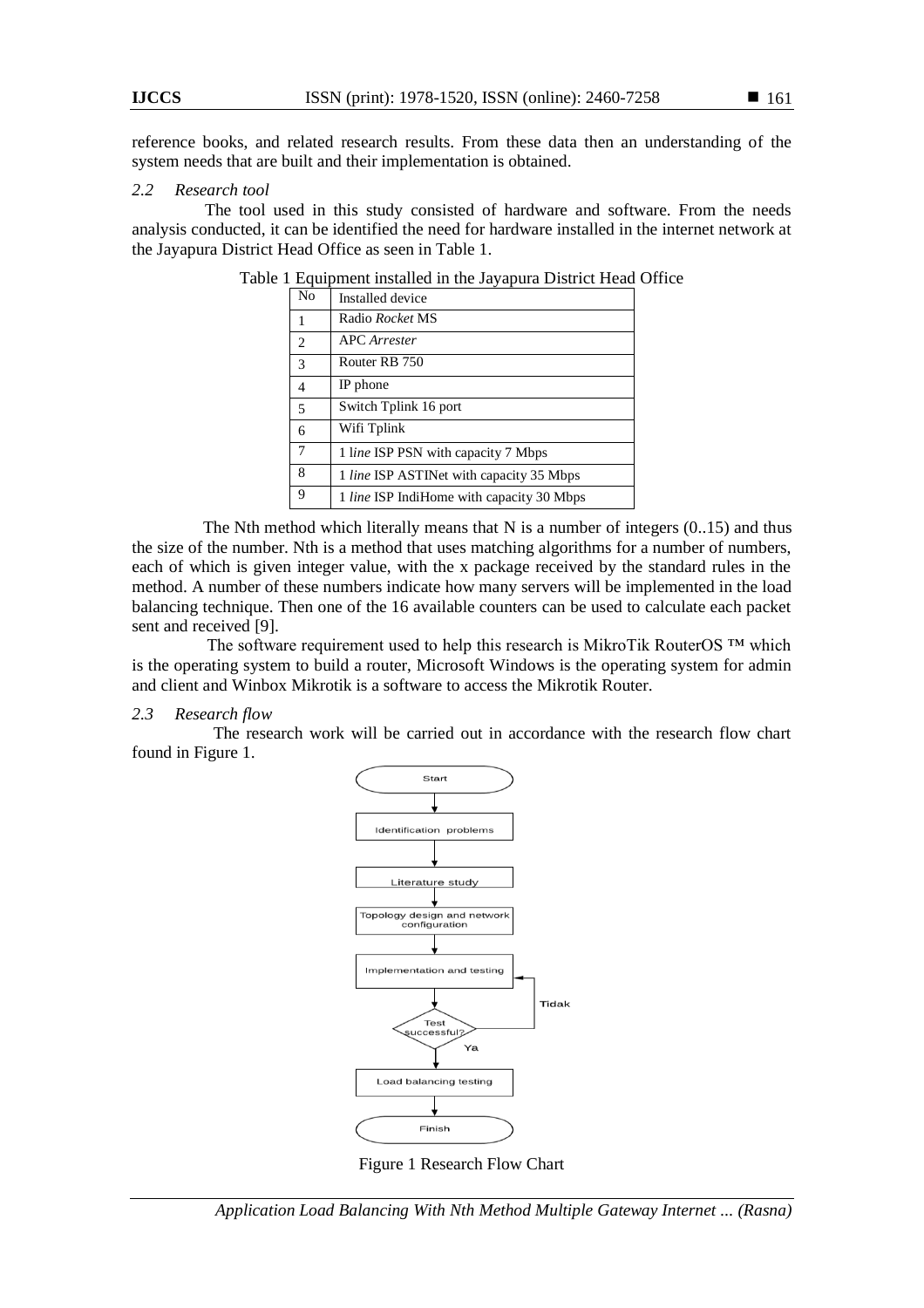reference books, and related research results. From these data then an understanding of the system needs that are built and their implementation is obtained.

### *2.2 Research tool*

The tool used in this study consisted of hardware and software. From the needs analysis conducted, it can be identified the need for hardware installed in the internet network at the Jayapura District Head Office as seen in Table 1.

Table 1 Equipment installed in the Jayapura District Head Office

| No | Installed device |
|---|---|
| 1 | Radio *Rocket* MS |
| 2 | APC *Arrester* |
| 3 | Router RB 750 |
| 4 | IP phone |
| 5 | Switch Tplink 16 port |
| 6 | Wifi Tplink |
| 7 | 1 *line* ISP PSN with capacity 7 Mbps |
| 8 | 1 *line* ISP ASTINet with capacity 35 Mbps |
| 9 | 1 *line* ISP IndiHome with capacity 30 Mbps |

The Nth method which literally means that N is a number of integers (0..15) and thus the size of the number. Nth is a method that uses matching algorithms for a number of numbers, each of which is given integer value, with the x package received by the standard rules in the method. A number of these numbers indicate how many servers will be implemented in the load balancing technique. Then one of the 16 available counters can be used to calculate each packet sent and received [9].

The software requirement used to help this research is MikroTik RouterOS ™ which is the operating system to build a router, Microsoft Windows is the operating system for admin and client and Winbox Mikrotik is a software to access the Mikrotik Router.

### *2.3 Research flow*

The research work will be carried out in accordance with the research flow chart found in Figure 1.

Start → Identification problems → Literature study → Topology design and network configuration → Implementation and testing → Test successful? (Tidak: back to Implementation and testing; Ya:) → Load balancing testing → Finish

Figure 1 Research Flow Chart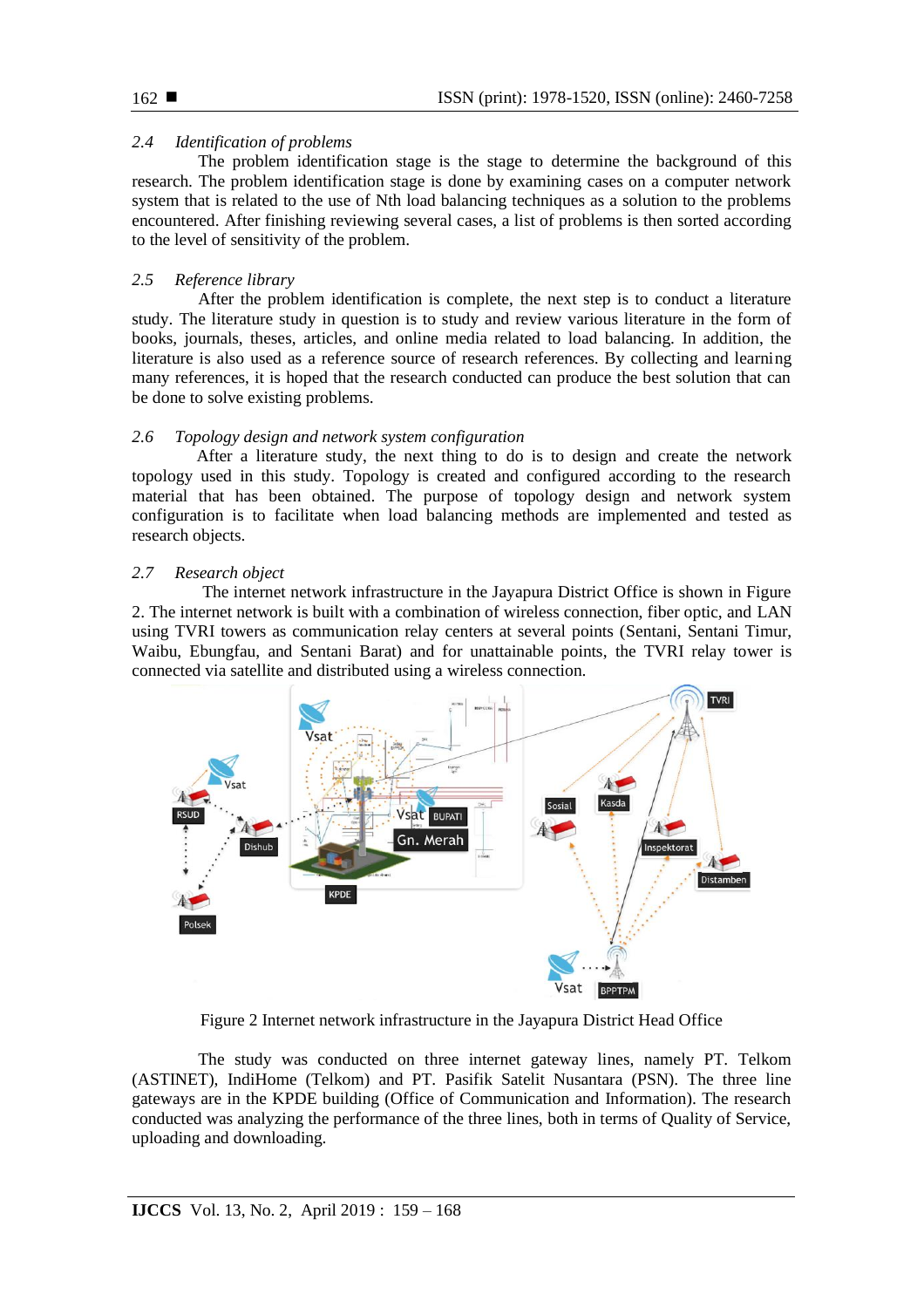### 2.4 *Identification of problems*

The problem identification stage is the stage to determine the background of this research. The problem identification stage is done by examining cases on a computer network system that is related to the use of Nth load balancing techniques as a solution to the problems encountered. After finishing reviewing several cases, a list of problems is then sorted according to the level of sensitivity of the problem.

### 2.5 *Reference library*

After the problem identification is complete, the next step is to conduct a literature study. The literature study in question is to study and review various literature in the form of books, journals, theses, articles, and online media related to load balancing. In addition, the literature is also used as a reference source of research references. By collecting and learning many references, it is hoped that the research conducted can produce the best solution that can be done to solve existing problems.

### 2.6 *Topology design and network system configuration*

After a literature study, the next thing to do is to design and create the network topology used in this study. Topology is created and configured according to the research material that has been obtained. The purpose of topology design and network system configuration is to facilitate when load balancing methods are implemented and tested as research objects.

### 2.7 *Research object*

The internet network infrastructure in the Jayapura District Office is shown in Figure 2. The internet network is built with a combination of wireless connection, fiber optic, and LAN using TVRI towers as communication relay centers at several points (Sentani, Sentani Timur, Waibu, Ebungfau, and Sentani Barat) and for unattainable points, the TVRI relay tower is connected via satellite and distributed using a wireless connection.

Figure 2 Internet network infrastructure in the Jayapura District Head Office

The study was conducted on three internet gateway lines, namely PT. Telkom (ASTINET), IndiHome (Telkom) and PT. Pasifik Satelit Nusantara (PSN). The three line gateways are in the KPDE building (Office of Communication and Information). The research conducted was analyzing the performance of the three lines, both in terms of Quality of Service, uploading and downloading.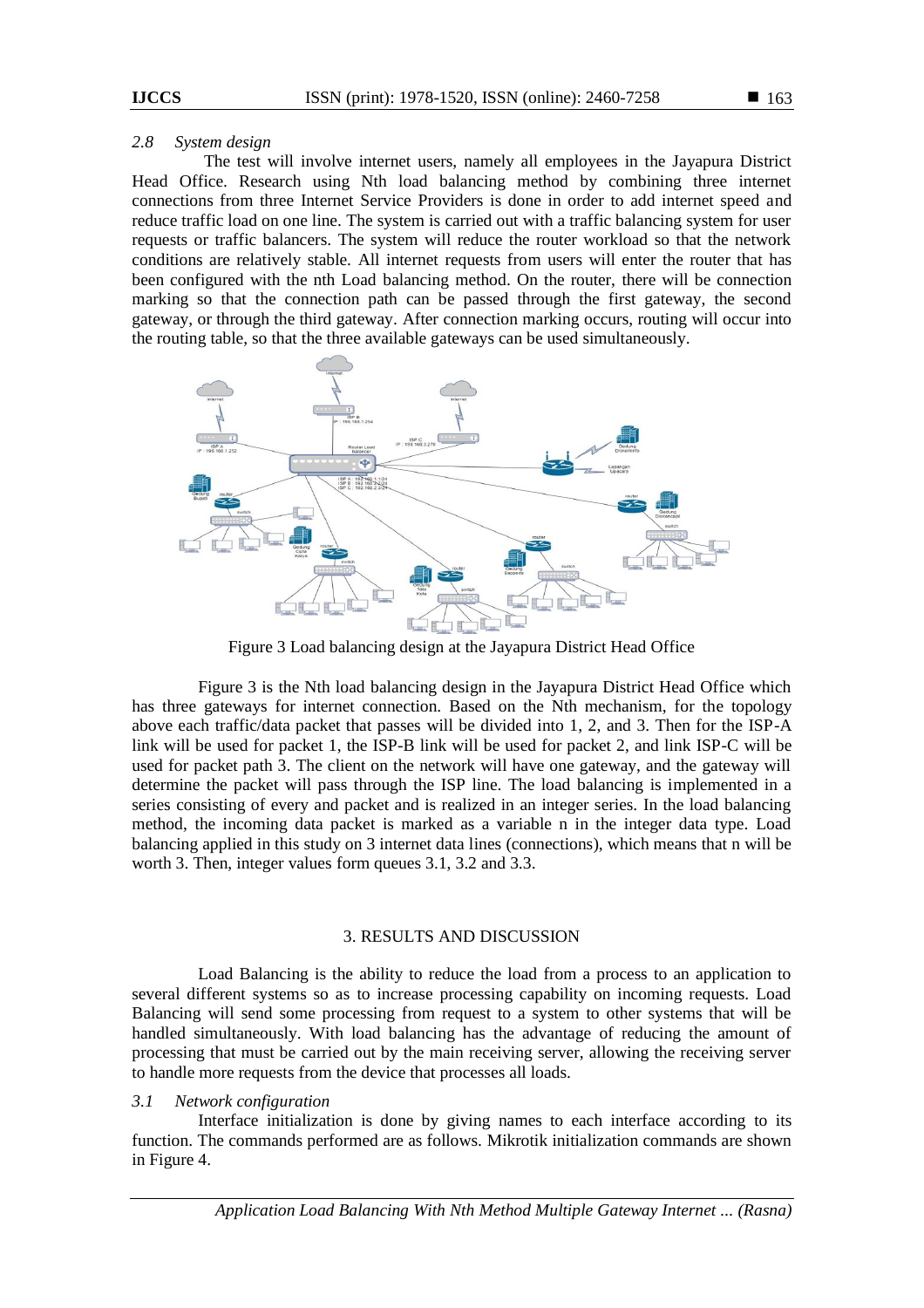### 2.8 *System design*

The test will involve internet users, namely all employees in the Jayapura District Head Office. Research using Nth load balancing method by combining three internet connections from three Internet Service Providers is done in order to add internet speed and reduce traffic load on one line. The system is carried out with a traffic balancing system for user requests or traffic balancers. The system will reduce the router workload so that the network conditions are relatively stable. All internet requests from users will enter the router that has been configured with the nth Load balancing method. On the router, there will be connection marking so that the connection path can be passed through the first gateway, the second gateway, or through the third gateway. After connection marking occurs, routing will occur into the routing table, so that the three available gateways can be used simultaneously.

Figure 3 Load balancing design at the Jayapura District Head Office

Figure 3 is the Nth load balancing design in the Jayapura District Head Office which has three gateways for internet connection. Based on the Nth mechanism, for the topology above each traffic/data packet that passes will be divided into 1, 2, and 3. Then for the ISP-A link will be used for packet 1, the ISP-B link will be used for packet 2, and link ISP-C will be used for packet path 3. The client on the network will have one gateway, and the gateway will determine the packet will pass through the ISP line. The load balancing is implemented in a series consisting of every and packet and is realized in an integer series. In the load balancing method, the incoming data packet is marked as a variable n in the integer data type. Load balancing applied in this study on 3 internet data lines (connections), which means that n will be worth 3. Then, integer values form queues 3.1, 3.2 and 3.3.

## 3. RESULTS AND DISCUSSION

Load Balancing is the ability to reduce the load from a process to an application to several different systems so as to increase processing capability on incoming requests. Load Balancing will send some processing from request to a system to other systems that will be handled simultaneously. With load balancing has the advantage of reducing the amount of processing that must be carried out by the main receiving server, allowing the receiving server to handle more requests from the device that processes all loads.

### 3.1 *Network configuration*

Interface initialization is done by giving names to each interface according to its function. The commands performed are as follows. Mikrotik initialization commands are shown in Figure 4.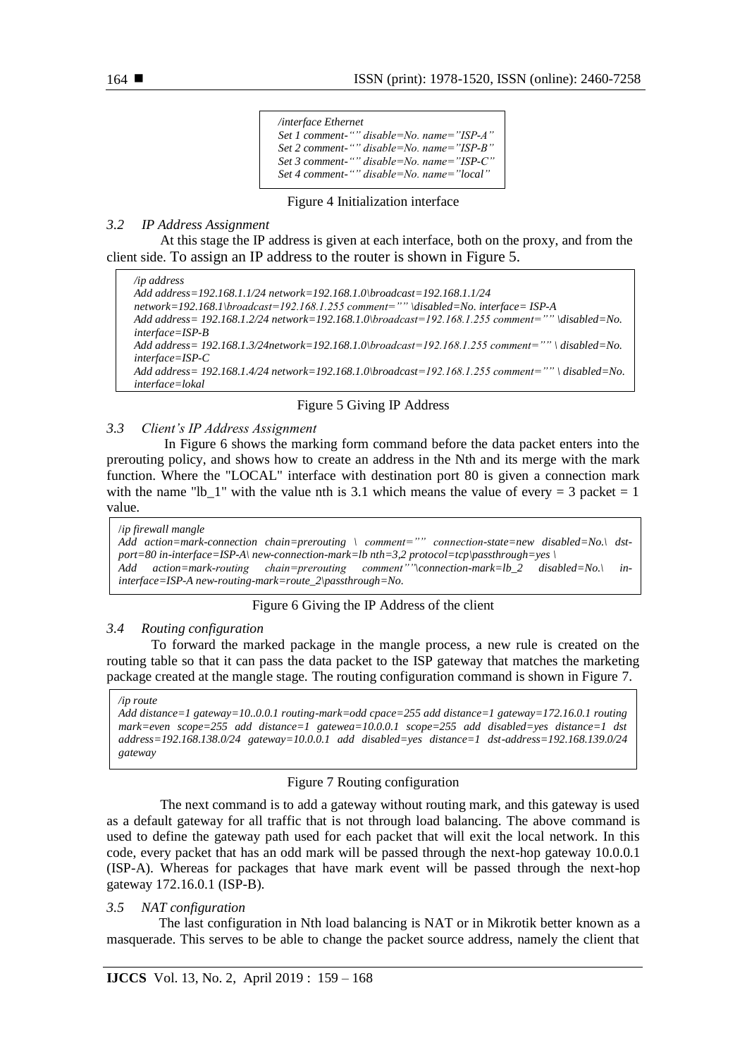```
/interface Ethernet
Set 1 comment-"" disable=No. name="ISP-A"
Set 2 comment-"" disable=No. name="ISP-B"
Set 3 comment-"" disable=No. name="ISP-C"
Set 4 comment-"" disable=No. name="local"
```

Figure 4 Initialization interface

### *3.2 IP Address Assignment*

At this stage the IP address is given at each interface, both on the proxy, and from the client side. To assign an IP address to the router is shown in Figure 5.

```
/ip address
Add address=192.168.1.1/24 network=192.168.1.0\broadcast=192.168.1.1/24
network=192.168.1\broadcast=192.168.1.255 comment="" \disabled=No. interface= ISP-A
Add address= 192.168.1.2/24 network=192.168.1.0\broadcast=192.168.1.255 comment="" \disabled=No.
interface=ISP-B
Add address= 192.168.1.3/24network=192.168.1.0\broadcast=192.168.1.255 comment="" \ disabled=No.
interface=ISP-C
Add address= 192.168.1.4/24 network=192.168.1.0\broadcast=192.168.1.255 comment="" \ disabled=No.
interface=lokal
```

Figure 5 Giving IP Address

### *3.3 Client's IP Address Assignment*

In Figure 6 shows the marking form command before the data packet enters into the prerouting policy, and shows how to create an address in the Nth and its merge with the mark function. Where the "LOCAL" interface with destination port 80 is given a connection mark with the name "lb_1" with the value nth is 3.1 which means the value of every = 3 packet = 1 value.

```
/ip firewall mangle
Add action=mark-connection chain=prerouting \ comment="" connection-state=new disabled=No.\ dst-
port=80 in-interface=ISP-A\ new-connection-mark=lb nth=3,2 protocol=tcp\passthrough=yes \
Add action=mark-routing chain=prerouting comment""\connection-mark=lb_2 disabled=No.\ in-
interface=ISP-A new-routing-mark=route_2\passthrough=No.
```

Figure 6 Giving the IP Address of the client

### *3.4 Routing configuration*

To forward the marked package in the mangle process, a new rule is created on the routing table so that it can pass the data packet to the ISP gateway that matches the marketing package created at the mangle stage. The routing configuration command is shown in Figure 7.

```
/ip route
Add distance=1 gateway=10..0.0.1 routing-mark=odd cpace=255 add distance=1 gateway=172.16.0.1 routing
mark=even scope=255 add distance=1 gatewea=10.0.0.1 scope=255 add disabled=yes distance=1 dst
address=192.168.138.0/24 gateway=10.0.0.1 add disabled=yes distance=1 dst-address=192.168.139.0/24
gateway
```

Figure 7 Routing configuration

The next command is to add a gateway without routing mark, and this gateway is used as a default gateway for all traffic that is not through load balancing. The above command is used to define the gateway path used for each packet that will exit the local network. In this code, every packet that has an odd mark will be passed through the next-hop gateway 10.0.0.1 (ISP-A). Whereas for packages that have mark event will be passed through the next-hop gateway 172.16.0.1 (ISP-B).

### *3.5 NAT configuration*

The last configuration in Nth load balancing is NAT or in Mikrotik better known as a masquerade. This serves to be able to change the packet source address, namely the client that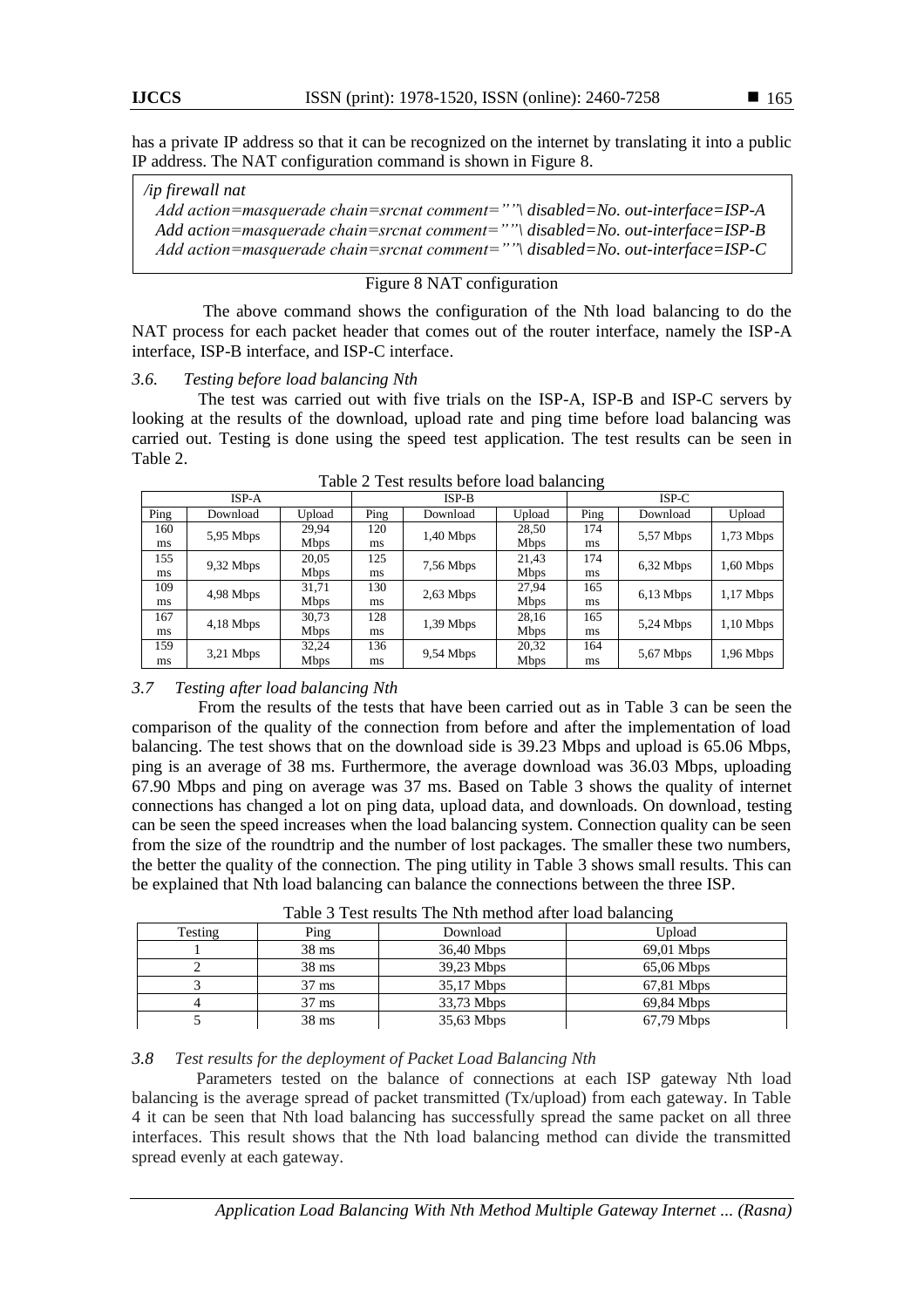has a private IP address so that it can be recognized on the internet by translating it into a public IP address. The NAT configuration command is shown in Figure 8.

```
/ip firewall nat
  Add action=masquerade chain=srcnat comment=""\ disabled=No. out-interface=ISP-A
  Add action=masquerade chain=srcnat comment=""\ disabled=No. out-interface=ISP-B
  Add action=masquerade chain=srcnat comment=""\ disabled=No. out-interface=ISP-C
```

Figure 8 NAT configuration

The above command shows the configuration of the Nth load balancing to do the NAT process for each packet header that comes out of the router interface, namely the ISP-A interface, ISP-B interface, and ISP-C interface.

### *3.6. Testing before load balancing Nth*

The test was carried out with five trials on the ISP-A, ISP-B and ISP-C servers by looking at the results of the download, upload rate and ping time before load balancing was carried out. Testing is done using the speed test application. The test results can be seen in Table 2.

Table 2 Test results before load balancing

| ISP-A | | | ISP-B | | | ISP-C | | |
|---|---|---|---|---|---|---|---|---|
| Ping | Download | Upload | Ping | Download | Upload | Ping | Download | Upload |
| 160 ms | 5,95 Mbps | 29,94 Mbps | 120 ms | 1,40 Mbps | 28,50 Mbps | 174 ms | 5,57 Mbps | 1,73 Mbps |
| 155 ms | 9,32 Mbps | 20,05 Mbps | 125 ms | 7,56 Mbps | 21,43 Mbps | 174 ms | 6,32 Mbps | 1,60 Mbps |
| 109 ms | 4,98 Mbps | 31,71 Mbps | 130 ms | 2,63 Mbps | 27,94 Mbps | 165 ms | 6,13 Mbps | 1,17 Mbps |
| 167 ms | 4,18 Mbps | 30,73 Mbps | 128 ms | 1,39 Mbps | 28,16 Mbps | 165 ms | 5,24 Mbps | 1,10 Mbps |
| 159 ms | 3,21 Mbps | 32,24 Mbps | 136 ms | 9,54 Mbps | 20,32 Mbps | 164 ms | 5,67 Mbps | 1,96 Mbps |

### *3.7 Testing after load balancing Nth*

From the results of the tests that have been carried out as in Table 3 can be seen the comparison of the quality of the connection from before and after the implementation of load balancing. The test shows that on the download side is 39.23 Mbps and upload is 65.06 Mbps, ping is an average of 38 ms. Furthermore, the average download was 36.03 Mbps, uploading 67.90 Mbps and ping on average was 37 ms. Based on Table 3 shows the quality of internet connections has changed a lot on ping data, upload data, and downloads. On download, testing can be seen the speed increases when the load balancing system. Connection quality can be seen from the size of the roundtrip and the number of lost packages. The smaller these two numbers, the better the quality of the connection. The ping utility in Table 3 shows small results. This can be explained that Nth load balancing can balance the connections between the three ISP.

Table 3 Test results The Nth method after load balancing

| Testing | Ping | Download | Upload |
|---|---|---|---|
| 1 | 38 ms | 36,40 Mbps | 69,01 Mbps |
| 2 | 38 ms | 39,23 Mbps | 65,06 Mbps |
| 3 | 37 ms | 35,17 Mbps | 67,81 Mbps |
| 4 | 37 ms | 33,73 Mbps | 69,84 Mbps |
| 5 | 38 ms | 35,63 Mbps | 67,79 Mbps |

### *3.8 Test results for the deployment of Packet Load Balancing Nth*

Parameters tested on the balance of connections at each ISP gateway Nth load balancing is the average spread of packet transmitted (Tx/upload) from each gateway. In Table 4 it can be seen that Nth load balancing has successfully spread the same packet on all three interfaces. This result shows that the Nth load balancing method can divide the transmitted spread evenly at each gateway.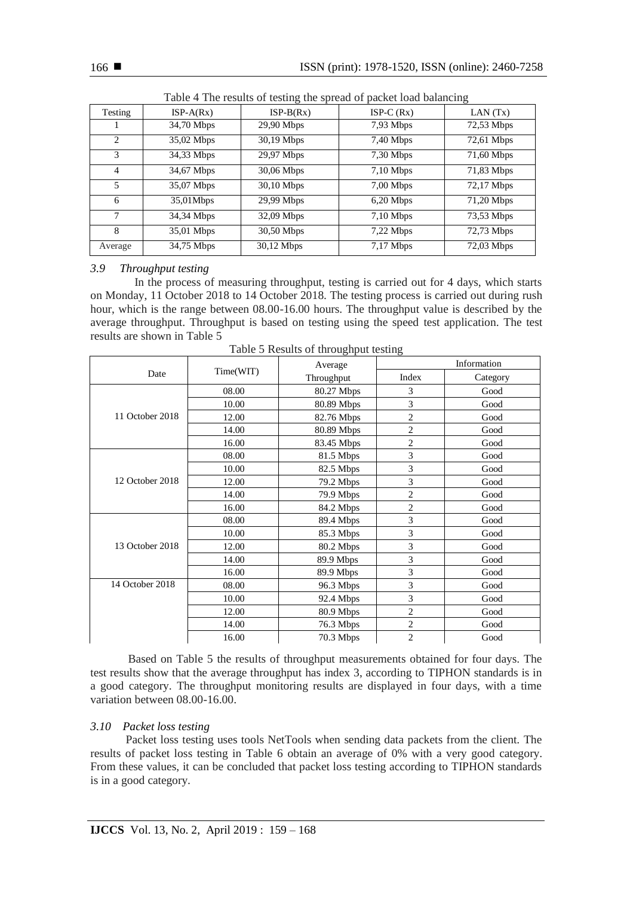Table 4 The results of testing the spread of packet load balancing

| Testing | ISP-A(Rx) | ISP-B(Rx) | ISP-C (Rx) | LAN (Tx) |
|---|---|---|---|---|
| 1 | 34,70 Mbps | 29,90 Mbps | 7,93 Mbps | 72,53 Mbps |
| 2 | 35,02 Mbps | 30,19 Mbps | 7,40 Mbps | 72,61 Mbps |
| 3 | 34,33 Mbps | 29,97 Mbps | 7,30 Mbps | 71,60 Mbps |
| 4 | 34,67 Mbps | 30,06 Mbps | 7,10 Mbps | 71,83 Mbps |
| 5 | 35,07 Mbps | 30,10 Mbps | 7,00 Mbps | 72,17 Mbps |
| 6 | 35,01Mbps | 29,99 Mbps | 6,20 Mbps | 71,20 Mbps |
| 7 | 34,34 Mbps | 32,09 Mbps | 7,10 Mbps | 73,53 Mbps |
| 8 | 35,01 Mbps | 30,50 Mbps | 7,22 Mbps | 72,73 Mbps |
| Average | 34,75 Mbps | 30,12 Mbps | 7,17 Mbps | 72,03 Mbps |

### *3.9 Throughput testing*

In the process of measuring throughput, testing is carried out for 4 days, which starts on Monday, 11 October 2018 to 14 October 2018. The testing process is carried out during rush hour, which is the range between 08.00-16.00 hours. The throughput value is described by the average throughput. Throughput is based on testing using the speed test application. The test results are shown in Table 5

Table 5 Results of throughput testing

| Date | Time(WIT) | Average Throughput | Information | |
|---|---|---|---|---|
| | | | Index | Category |
| 11 October 2018 | 08.00 | 80.27 Mbps | 3 | Good |
| | 10.00 | 80.89 Mbps | 3 | Good |
| | 12.00 | 82.76 Mbps | 2 | Good |
| | 14.00 | 80.89 Mbps | 2 | Good |
| | 16.00 | 83.45 Mbps | 2 | Good |
| 12 October 2018 | 08.00 | 81.5 Mbps | 3 | Good |
| | 10.00 | 82.5 Mbps | 3 | Good |
| | 12.00 | 79.2 Mbps | 3 | Good |
| | 14.00 | 79.9 Mbps | 2 | Good |
| | 16.00 | 84.2 Mbps | 2 | Good |
| 13 October 2018 | 08.00 | 89.4 Mbps | 3 | Good |
| | 10.00 | 85.3 Mbps | 3 | Good |
| | 12.00 | 80.2 Mbps | 3 | Good |
| | 14.00 | 89.9 Mbps | 3 | Good |
| | 16.00 | 89.9 Mbps | 3 | Good |
| 14 October 2018 | 08.00 | 96.3 Mbps | 3 | Good |
| | 10.00 | 92.4 Mbps | 3 | Good |
| | 12.00 | 80.9 Mbps | 2 | Good |
| | 14.00 | 76.3 Mbps | 2 | Good |
| | 16.00 | 70.3 Mbps | 2 | Good |

Based on Table 5 the results of throughput measurements obtained for four days. The test results show that the average throughput has index 3, according to TIPHON standards is in a good category. The throughput monitoring results are displayed in four days, with a time variation between 08.00-16.00.

### *3.10 Packet loss testing*

Packet loss testing uses tools NetTools when sending data packets from the client. The results of packet loss testing in Table 6 obtain an average of 0% with a very good category. From these values, it can be concluded that packet loss testing according to TIPHON standards is in a good category.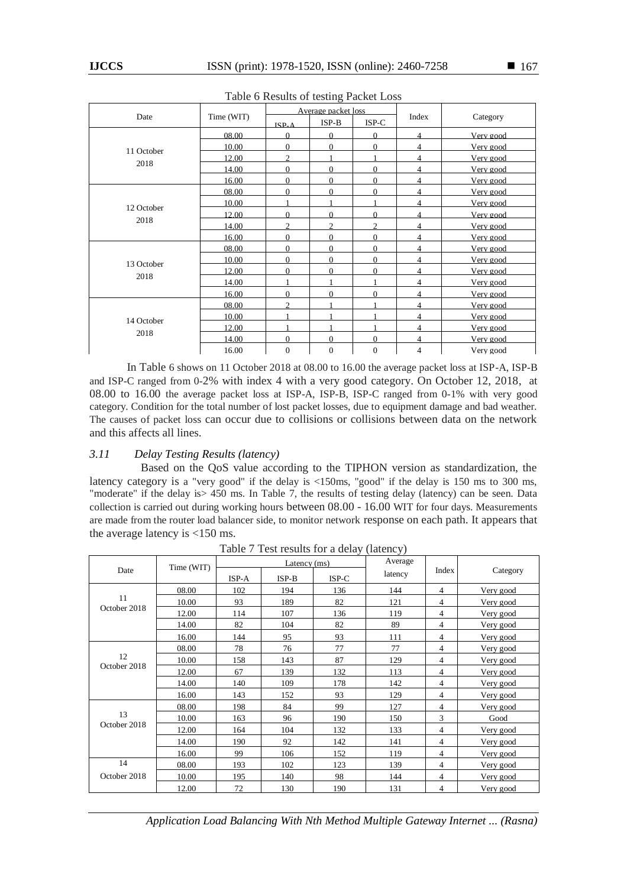Table 6 Results of testing Packet Loss

| Date | Time (WIT) | Average packet loss | | | Index | Category |
|---|---|---|---|---|---|---|
| | | ISP-A | ISP-B | ISP-C | | |
| 11 October 2018 | 08.00 | 0 | 0 | 0 | 4 | Very good |
| | 10.00 | 0 | 0 | 0 | 4 | Very good |
| | 12.00 | 2 | 1 | 1 | 4 | Very good |
| | 14.00 | 0 | 0 | 0 | 4 | Very good |
| | 16.00 | 0 | 0 | 0 | 4 | Very good |
| 12 October 2018 | 08.00 | 0 | 0 | 0 | 4 | Very good |
| | 10.00 | 1 | 1 | 1 | 4 | Very good |
| | 12.00 | 0 | 0 | 0 | 4 | Very good |
| | 14.00 | 2 | 2 | 2 | 4 | Very good |
| | 16.00 | 0 | 0 | 0 | 4 | Very good |
| 13 October 2018 | 08.00 | 0 | 0 | 0 | 4 | Very good |
| | 10.00 | 0 | 0 | 0 | 4 | Very good |
| | 12.00 | 0 | 0 | 0 | 4 | Very good |
| | 14.00 | 1 | 1 | 1 | 4 | Very good |
| | 16.00 | 0 | 0 | 0 | 4 | Very good |
| 14 October 2018 | 08.00 | 2 | 1 | 1 | 4 | Very good |
| | 10.00 | 1 | 1 | 1 | 4 | Very good |
| | 12.00 | 1 | 1 | 1 | 4 | Very good |
| | 14.00 | 0 | 0 | 0 | 4 | Very good |
| | 16.00 | 0 | 0 | 0 | 4 | Very good |

In Table 6 shows on 11 October 2018 at 08.00 to 16.00 the average packet loss at ISP-A, ISP-B and ISP-C ranged from 0-2% with index 4 with a very good category. On October 12, 2018, at 08.00 to 16.00 the average packet loss at ISP-A, ISP-B, ISP-C ranged from 0-1% with very good category. Condition for the total number of lost packet losses, due to equipment damage and bad weather. The causes of packet loss can occur due to collisions or collisions between data on the network and this affects all lines.

### *3.11 Delay Testing Results (latency)*

Based on the QoS value according to the TIPHON version as standardization, the latency category is a "very good" if the delay is <150ms, "good" if the delay is 150 ms to 300 ms, "moderate" if the delay is> 450 ms. In Table 7, the results of testing delay (latency) can be seen. Data collection is carried out during working hours between 08.00 - 16.00 WIT for four days. Measurements are made from the router load balancer side, to monitor network response on each path. It appears that the average latency is <150 ms.

Table 7 Test results for a delay (latency)

| Date | Time (WIT) | Latency (ms) | | | Average latency | Index | Category |
|---|---|---|---|---|---|---|---|
| | | ISP-A | ISP-B | ISP-C | | | |
| 11 October 2018 | 08.00 | 102 | 194 | 136 | 144 | 4 | Very good |
| | 10.00 | 93 | 189 | 82 | 121 | 4 | Very good |
| | 12.00 | 114 | 107 | 136 | 119 | 4 | Very good |
| | 14.00 | 82 | 104 | 82 | 89 | 4 | Very good |
| | 16.00 | 144 | 95 | 93 | 111 | 4 | Very good |
| 12 October 2018 | 08.00 | 78 | 76 | 77 | 77 | 4 | Very good |
| | 10.00 | 158 | 143 | 87 | 129 | 4 | Very good |
| | 12.00 | 67 | 139 | 132 | 113 | 4 | Very good |
| | 14.00 | 140 | 109 | 178 | 142 | 4 | Very good |
| | 16.00 | 143 | 152 | 93 | 129 | 4 | Very good |
| 13 October 2018 | 08.00 | 198 | 84 | 99 | 127 | 4 | Very good |
| | 10.00 | 163 | 96 | 190 | 150 | 3 | Good |
| | 12.00 | 164 | 104 | 132 | 133 | 4 | Very good |
| | 14.00 | 190 | 92 | 142 | 141 | 4 | Very good |
| | 16.00 | 99 | 106 | 152 | 119 | 4 | Very good |
| 14 October 2018 | 08.00 | 193 | 102 | 123 | 139 | 4 | Very good |
| | 10.00 | 195 | 140 | 98 | 144 | 4 | Very good |
| | 12.00 | 72 | 130 | 190 | 131 | 4 | Very good |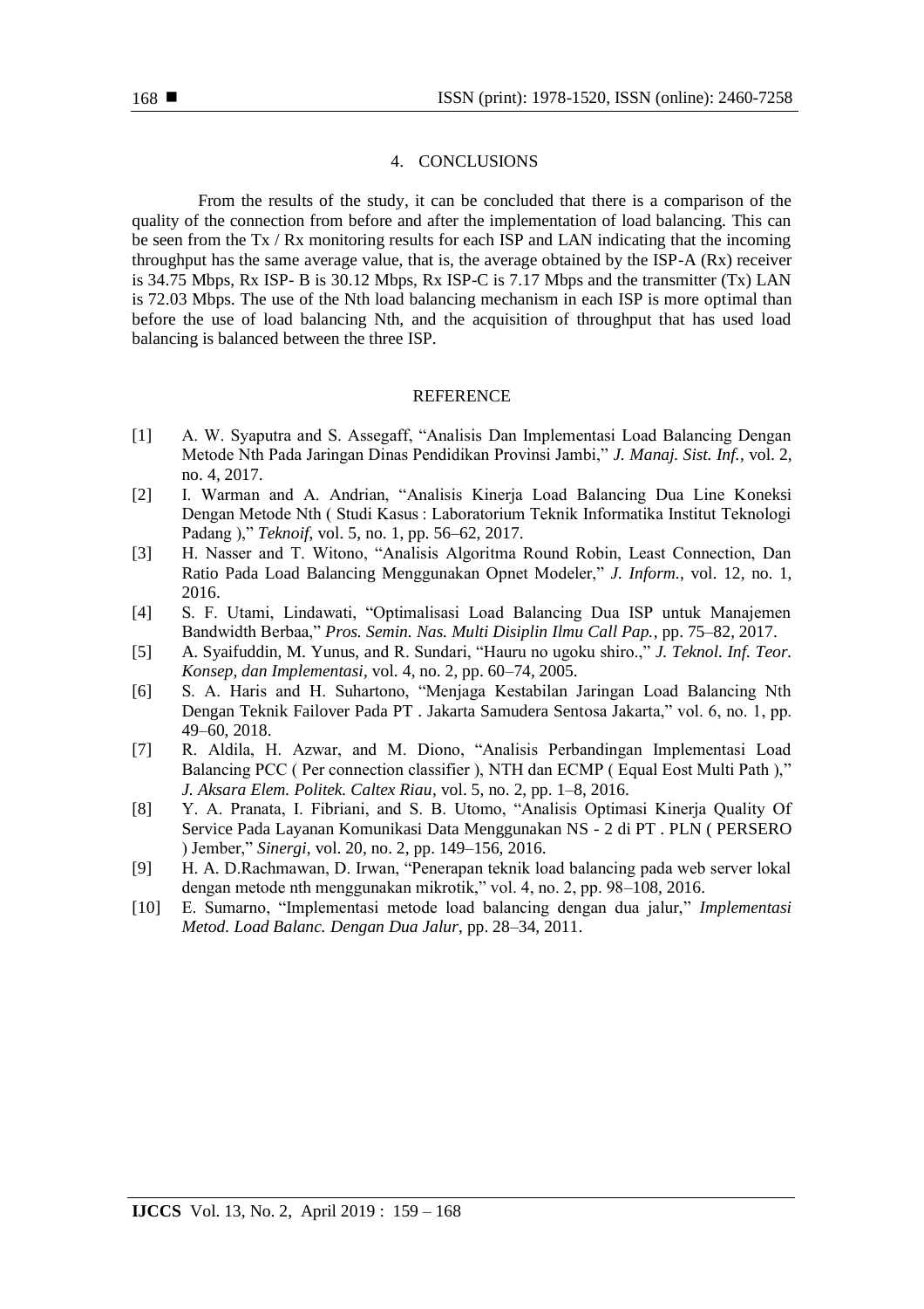## 4. CONCLUSIONS

From the results of the study, it can be concluded that there is a comparison of the quality of the connection from before and after the implementation of load balancing. This can be seen from the Tx / Rx monitoring results for each ISP and LAN indicating that the incoming throughput has the same average value, that is, the average obtained by the ISP-A (Rx) receiver is 34.75 Mbps, Rx ISP- B is 30.12 Mbps, Rx ISP-C is 7.17 Mbps and the transmitter (Tx) LAN is 72.03 Mbps. The use of the Nth load balancing mechanism in each ISP is more optimal than before the use of load balancing Nth, and the acquisition of throughput that has used load balancing is balanced between the three ISP.

## REFERENCE

[1] A. W. Syaputra and S. Assegaff, "Analisis Dan Implementasi Load Balancing Dengan Metode Nth Pada Jaringan Dinas Pendidikan Provinsi Jambi," *J. Manaj. Sist. Inf.*, vol. 2, no. 4, 2017.

[2] I. Warman and A. Andrian, "Analisis Kinerja Load Balancing Dua Line Koneksi Dengan Metode Nth ( Studi Kasus : Laboratorium Teknik Informatika Institut Teknologi Padang )," *Teknoif*, vol. 5, no. 1, pp. 56–62, 2017.

[3] H. Nasser and T. Witono, "Analisis Algoritma Round Robin, Least Connection, Dan Ratio Pada Load Balancing Menggunakan Opnet Modeler," *J. Inform.*, vol. 12, no. 1, 2016.

[4] S. F. Utami, Lindawati, "Optimalisasi Load Balancing Dua ISP untuk Manajemen Bandwidth Berbaa," *Pros. Semin. Nas. Multi Disiplin Ilmu Call Pap.*, pp. 75–82, 2017.

[5] A. Syaifuddin, M. Yunus, and R. Sundari, "Hauru no ugoku shiro.," *J. Teknol. Inf. Teor. Konsep, dan Implementasi*, vol. 4, no. 2, pp. 60–74, 2005.

[6] S. A. Haris and H. Suhartono, "Menjaga Kestabilan Jaringan Load Balancing Nth Dengan Teknik Failover Pada PT . Jakarta Samudera Sentosa Jakarta," vol. 6, no. 1, pp. 49–60, 2018.

[7] R. Aldila, H. Azwar, and M. Diono, "Analisis Perbandingan Implementasi Load Balancing PCC ( Per connection classifier ), NTH dan ECMP ( Equal Eost Multi Path )," *J. Aksara Elem. Politek. Caltex Riau*, vol. 5, no. 2, pp. 1–8, 2016.

[8] Y. A. Pranata, I. Fibriani, and S. B. Utomo, "Analisis Optimasi Kinerja Quality Of Service Pada Layanan Komunikasi Data Menggunakan NS - 2 di PT . PLN ( PERSERO ) Jember," *Sinergi*, vol. 20, no. 2, pp. 149–156, 2016.

[9] H. A. D.Rachmawan, D. Irwan, "Penerapan teknik load balancing pada web server lokal dengan metode nth menggunakan mikrotik," vol. 4, no. 2, pp. 98–108, 2016.

[10] E. Sumarno, "Implementasi metode load balancing dengan dua jalur," *Implementasi Metod. Load Balanc. Dengan Dua Jalur*, pp. 28–34, 2011.